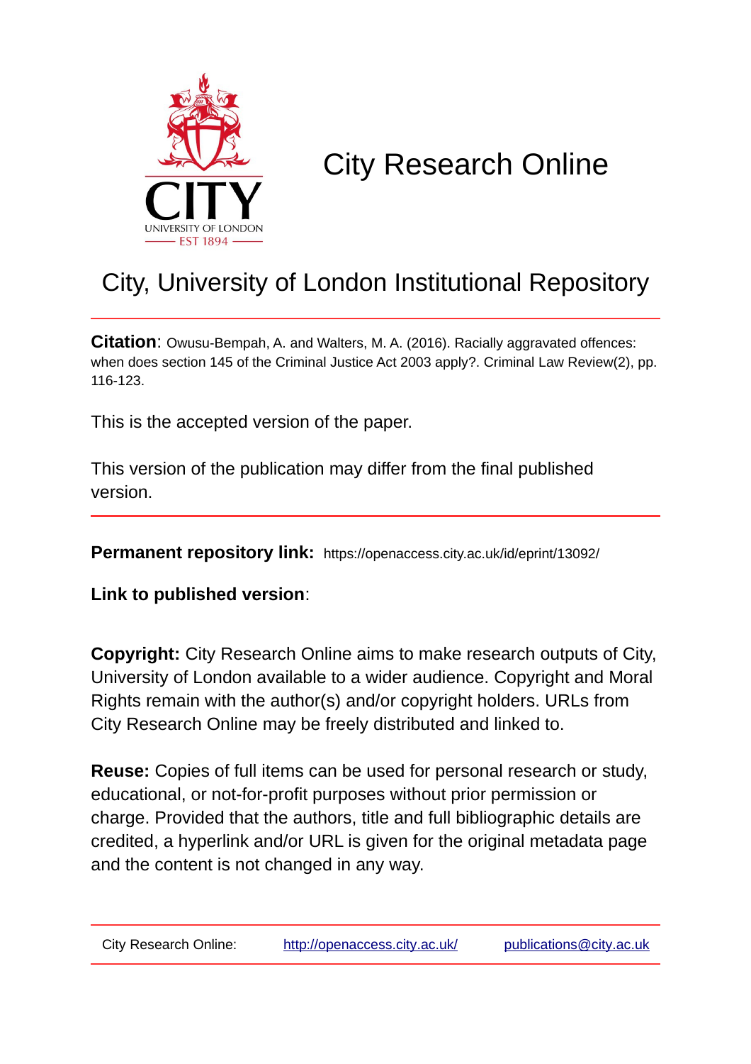# City Research Online

## City, University of London Institutional Repository

**Citation**: Owusu-Bempah, A. and Walters, M. A. (2016). Racially aggravated offences: when does section 145 of the Criminal Justice Act 2003 apply?. Criminal Law Review(2), pp. 116-123.

This is the accepted version of the paper.

This version of the publication may differ from the final published version.

---

**Permanent repository link:** https://openaccess.city.ac.uk/id/eprint/13092/

**Link to published version**:

**Copyright:** City Research Online aims to make research outputs of City, University of London available to a wider audience. Copyright and Moral Rights remain with the author(s) and/or copyright holders. URLs from City Research Online may be freely distributed and linked to.

**Reuse:** Copies of full items can be used for personal research or study, educational, or not-for-profit purposes without prior permission or charge. Provided that the authors, title and full bibliographic details are credited, a hyperlink and/or URL is given for the original metadata page and the content is not changed in any way.

---

City Research Online: http://openaccess.city.ac.uk/ publications@city.ac.uk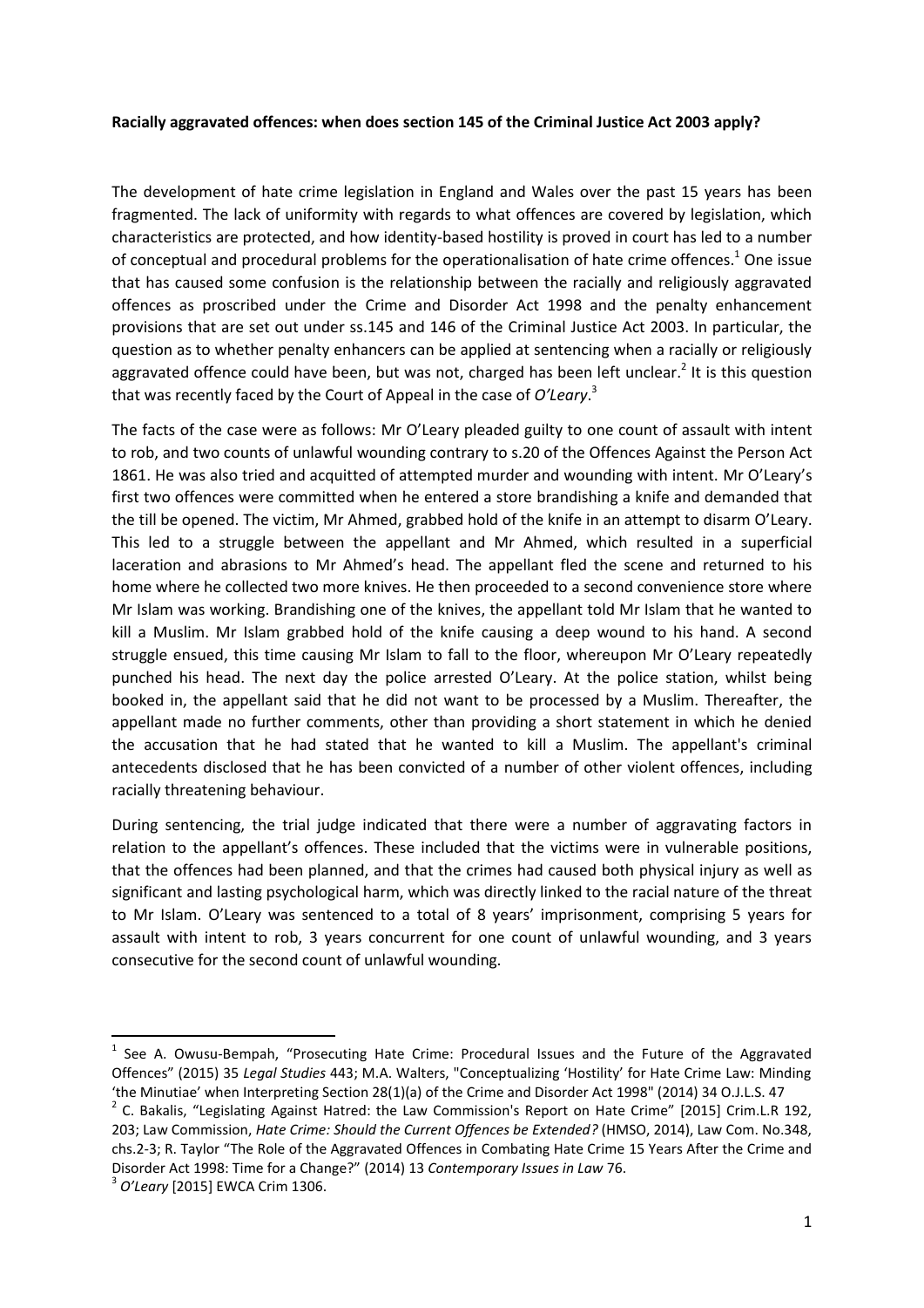**Racially aggravated offences: when does section 145 of the Criminal Justice Act 2003 apply?**

The development of hate crime legislation in England and Wales over the past 15 years has been fragmented. The lack of uniformity with regards to what offences are covered by legislation, which characteristics are protected, and how identity-based hostility is proved in court has led to a number of conceptual and procedural problems for the operationalisation of hate crime offences.[1] One issue that has caused some confusion is the relationship between the racially and religiously aggravated offences as proscribed under the Crime and Disorder Act 1998 and the penalty enhancement provisions that are set out under ss.145 and 146 of the Criminal Justice Act 2003. In particular, the question as to whether penalty enhancers can be applied at sentencing when a racially or religiously aggravated offence could have been, but was not, charged has been left unclear.[2] It is this question that was recently faced by the Court of Appeal in the case of *O'Leary*.[3]

The facts of the case were as follows: Mr O'Leary pleaded guilty to one count of assault with intent to rob, and two counts of unlawful wounding contrary to s.20 of the Offences Against the Person Act 1861. He was also tried and acquitted of attempted murder and wounding with intent. Mr O'Leary's first two offences were committed when he entered a store brandishing a knife and demanded that the till be opened. The victim, Mr Ahmed, grabbed hold of the knife in an attempt to disarm O'Leary. This led to a struggle between the appellant and Mr Ahmed, which resulted in a superficial laceration and abrasions to Mr Ahmed's head. The appellant fled the scene and returned to his home where he collected two more knives. He then proceeded to a second convenience store where Mr Islam was working. Brandishing one of the knives, the appellant told Mr Islam that he wanted to kill a Muslim. Mr Islam grabbed hold of the knife causing a deep wound to his hand. A second struggle ensued, this time causing Mr Islam to fall to the floor, whereupon Mr O'Leary repeatedly punched his head. The next day the police arrested O'Leary. At the police station, whilst being booked in, the appellant said that he did not want to be processed by a Muslim. Thereafter, the appellant made no further comments, other than providing a short statement in which he denied the accusation that he had stated that he wanted to kill a Muslim. The appellant's criminal antecedents disclosed that he has been convicted of a number of other violent offences, including racially threatening behaviour.

During sentencing, the trial judge indicated that there were a number of aggravating factors in relation to the appellant's offences. These included that the victims were in vulnerable positions, that the offences had been planned, and that the crimes had caused both physical injury as well as significant and lasting psychological harm, which was directly linked to the racial nature of the threat to Mr Islam. O'Leary was sentenced to a total of 8 years' imprisonment, comprising 5 years for assault with intent to rob, 3 years concurrent for one count of unlawful wounding, and 3 years consecutive for the second count of unlawful wounding.

---

[1] See A. Owusu-Bempah, "Prosecuting Hate Crime: Procedural Issues and the Future of the Aggravated Offences" (2015) 35 *Legal Studies* 443; M.A. Walters, "Conceptualizing 'Hostility' for Hate Crime Law: Minding 'the Minutiae' when Interpreting Section 28(1)(a) of the Crime and Disorder Act 1998" (2014) 34 O.J.L.S. 47

[2] C. Bakalis, "Legislating Against Hatred: the Law Commission's Report on Hate Crime" [2015] Crim.L.R 192, 203; Law Commission, *Hate Crime: Should the Current Offences be Extended?* (HMSO, 2014), Law Com. No.348, chs.2-3; R. Taylor "The Role of the Aggravated Offences in Combating Hate Crime 15 Years After the Crime and Disorder Act 1998: Time for a Change?" (2014) 13 *Contemporary Issues in Law* 76.

[3] *O'Leary* [2015] EWCA Crim 1306.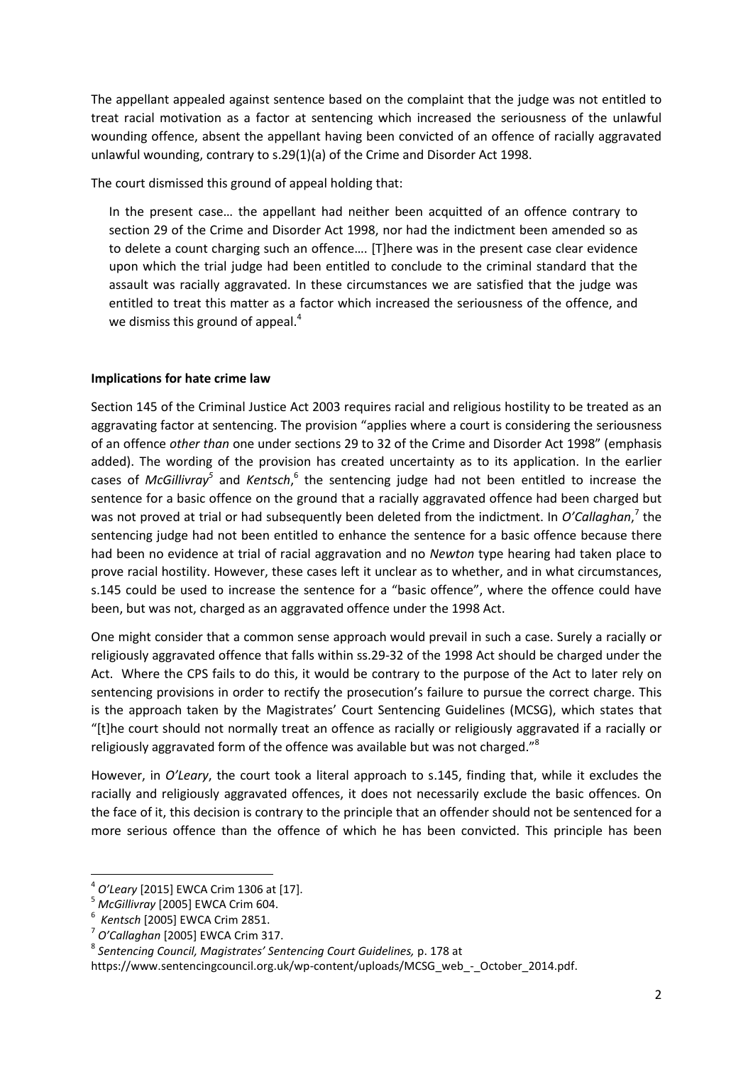The appellant appealed against sentence based on the complaint that the judge was not entitled to treat racial motivation as a factor at sentencing which increased the seriousness of the unlawful wounding offence, absent the appellant having been convicted of an offence of racially aggravated unlawful wounding, contrary to s.29(1)(a) of the Crime and Disorder Act 1998.

The court dismissed this ground of appeal holding that:

> In the present case… the appellant had neither been acquitted of an offence contrary to section 29 of the Crime and Disorder Act 1998, nor had the indictment been amended so as to delete a count charging such an offence…. [T]here was in the present case clear evidence upon which the trial judge had been entitled to conclude to the criminal standard that the assault was racially aggravated. In these circumstances we are satisfied that the judge was entitled to treat this matter as a factor which increased the seriousness of the offence, and we dismiss this ground of appeal.[4]

**Implications for hate crime law**

Section 145 of the Criminal Justice Act 2003 requires racial and religious hostility to be treated as an aggravating factor at sentencing. The provision "applies where a court is considering the seriousness of an offence *other than* one under sections 29 to 32 of the Crime and Disorder Act 1998" (emphasis added). The wording of the provision has created uncertainty as to its application. In the earlier cases of *McGillivray*[5] and *Kentsch*,[6] the sentencing judge had not been entitled to increase the sentence for a basic offence on the ground that a racially aggravated offence had been charged but was not proved at trial or had subsequently been deleted from the indictment. In *O'Callaghan*,[7] the sentencing judge had not been entitled to enhance the sentence for a basic offence because there had been no evidence at trial of racial aggravation and no *Newton* type hearing had taken place to prove racial hostility. However, these cases left it unclear as to whether, and in what circumstances, s.145 could be used to increase the sentence for a "basic offence", where the offence could have been, but was not, charged as an aggravated offence under the 1998 Act.

One might consider that a common sense approach would prevail in such a case. Surely a racially or religiously aggravated offence that falls within ss.29-32 of the 1998 Act should be charged under the Act. Where the CPS fails to do this, it would be contrary to the purpose of the Act to later rely on sentencing provisions in order to rectify the prosecution's failure to pursue the correct charge. This is the approach taken by the Magistrates' Court Sentencing Guidelines (MCSG), which states that "[t]he court should not normally treat an offence as racially or religiously aggravated if a racially or religiously aggravated form of the offence was available but was not charged."[8]

However, in *O'Leary*, the court took a literal approach to s.145, finding that, while it excludes the racially and religiously aggravated offences, it does not necessarily exclude the basic offences. On the face of it, this decision is contrary to the principle that an offender should not be sentenced for a more serious offence than the offence of which he has been convicted. This principle has been

---

[4] *O'Leary* [2015] EWCA Crim 1306 at [17].

[5] *McGillivray* [2005] EWCA Crim 604.

[6] *Kentsch* [2005] EWCA Crim 2851.

[7] *O'Callaghan* [2005] EWCA Crim 317.

[8] *Sentencing Council, Magistrates' Sentencing Court Guidelines,* p. 178 at https://www.sentencingcouncil.org.uk/wp-content/uploads/MCSG_web_-_October_2014.pdf.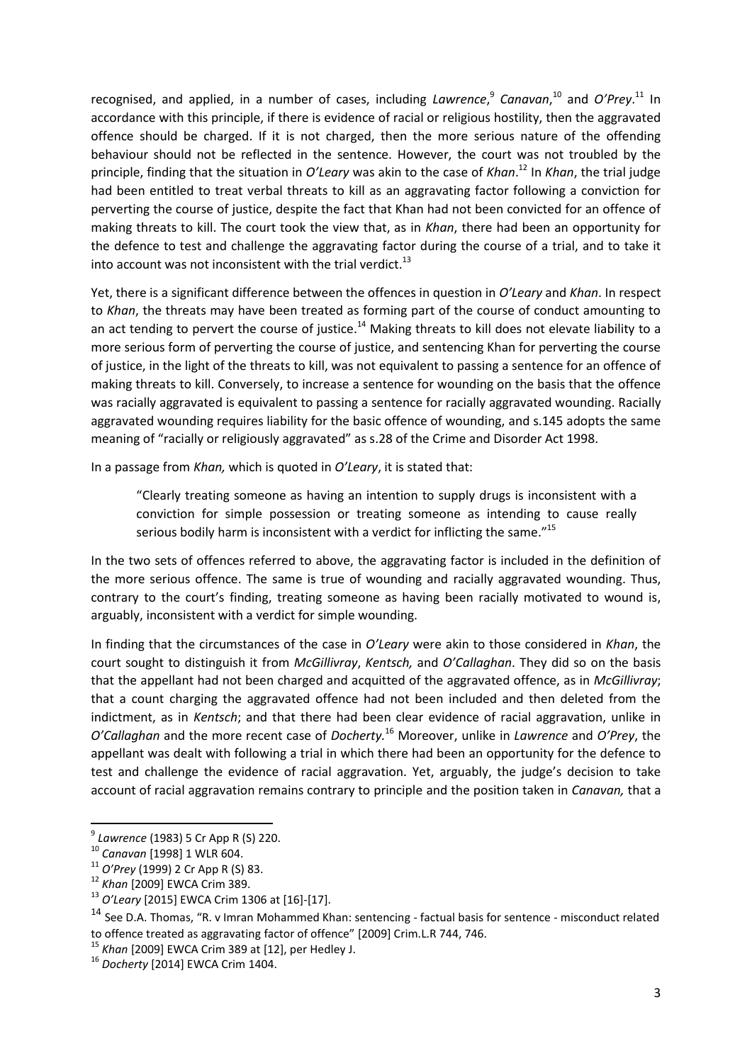recognised, and applied, in a number of cases, including *Lawrence*,[9] *Canavan*,[10] and *O'Prey*.[11] In accordance with this principle, if there is evidence of racial or religious hostility, then the aggravated offence should be charged. If it is not charged, then the more serious nature of the offending behaviour should not be reflected in the sentence. However, the court was not troubled by the principle, finding that the situation in *O'Leary* was akin to the case of *Khan*.[12] In *Khan*, the trial judge had been entitled to treat verbal threats to kill as an aggravating factor following a conviction for perverting the course of justice, despite the fact that Khan had not been convicted for an offence of making threats to kill. The court took the view that, as in *Khan*, there had been an opportunity for the defence to test and challenge the aggravating factor during the course of a trial, and to take it into account was not inconsistent with the trial verdict.[13]

Yet, there is a significant difference between the offences in question in *O'Leary* and *Khan*. In respect to *Khan*, the threats may have been treated as forming part of the course of conduct amounting to an act tending to pervert the course of justice.[14] Making threats to kill does not elevate liability to a more serious form of perverting the course of justice, and sentencing Khan for perverting the course of justice, in the light of the threats to kill, was not equivalent to passing a sentence for an offence of making threats to kill. Conversely, to increase a sentence for wounding on the basis that the offence was racially aggravated is equivalent to passing a sentence for racially aggravated wounding. Racially aggravated wounding requires liability for the basic offence of wounding, and s.145 adopts the same meaning of "racially or religiously aggravated" as s.28 of the Crime and Disorder Act 1998.

In a passage from *Khan,* which is quoted in *O'Leary*, it is stated that:

> "Clearly treating someone as having an intention to supply drugs is inconsistent with a conviction for simple possession or treating someone as intending to cause really serious bodily harm is inconsistent with a verdict for inflicting the same."[15]

In the two sets of offences referred to above, the aggravating factor is included in the definition of the more serious offence. The same is true of wounding and racially aggravated wounding. Thus, contrary to the court's finding, treating someone as having been racially motivated to wound is, arguably, inconsistent with a verdict for simple wounding.

In finding that the circumstances of the case in *O'Leary* were akin to those considered in *Khan*, the court sought to distinguish it from *McGillivray*, *Kentsch,* and *O'Callaghan*. They did so on the basis that the appellant had not been charged and acquitted of the aggravated offence, as in *McGillivray*; that a count charging the aggravated offence had not been included and then deleted from the indictment, as in *Kentsch*; and that there had been clear evidence of racial aggravation, unlike in *O'Callaghan* and the more recent case of *Docherty.*[16] Moreover, unlike in *Lawrence* and *O'Prey*, the appellant was dealt with following a trial in which there had been an opportunity for the defence to test and challenge the evidence of racial aggravation. Yet, arguably, the judge's decision to take account of racial aggravation remains contrary to principle and the position taken in *Canavan,* that a

---

[9] *Lawrence* (1983) 5 Cr App R (S) 220.

[10] *Canavan* [1998] 1 WLR 604.

[11] *O'Prey* (1999) 2 Cr App R (S) 83.

[12] *Khan* [2009] EWCA Crim 389.

[13] *O'Leary* [2015] EWCA Crim 1306 at [16]-[17].

[14] See D.A. Thomas, "R. v Imran Mohammed Khan: sentencing - factual basis for sentence - misconduct related to offence treated as aggravating factor of offence" [2009] Crim.L.R 744, 746.

[15] *Khan* [2009] EWCA Crim 389 at [12], per Hedley J.

[16] *Docherty* [2014] EWCA Crim 1404.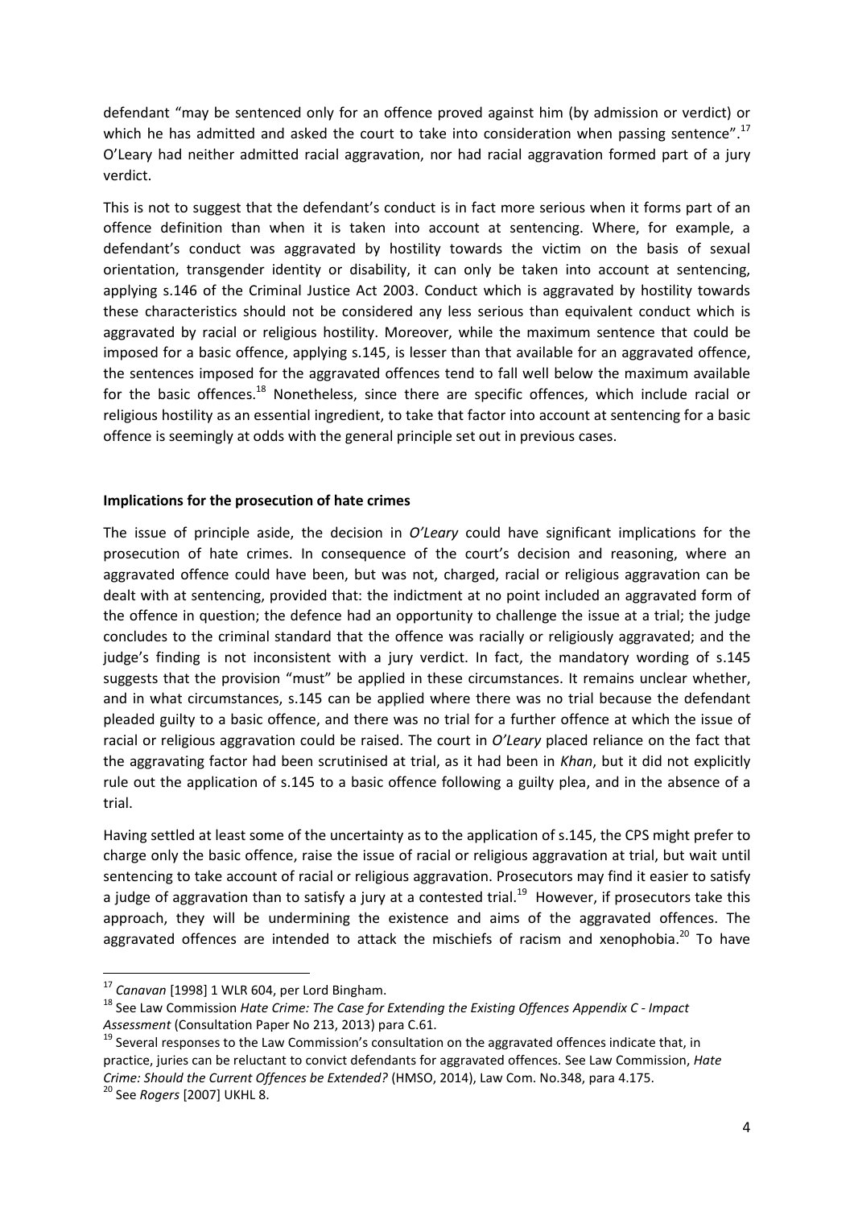defendant "may be sentenced only for an offence proved against him (by admission or verdict) or which he has admitted and asked the court to take into consideration when passing sentence".[17] O'Leary had neither admitted racial aggravation, nor had racial aggravation formed part of a jury verdict.

This is not to suggest that the defendant's conduct is in fact more serious when it forms part of an offence definition than when it is taken into account at sentencing. Where, for example, a defendant's conduct was aggravated by hostility towards the victim on the basis of sexual orientation, transgender identity or disability, it can only be taken into account at sentencing, applying s.146 of the Criminal Justice Act 2003. Conduct which is aggravated by hostility towards these characteristics should not be considered any less serious than equivalent conduct which is aggravated by racial or religious hostility. Moreover, while the maximum sentence that could be imposed for a basic offence, applying s.145, is lesser than that available for an aggravated offence, the sentences imposed for the aggravated offences tend to fall well below the maximum available for the basic offences.[18] Nonetheless, since there are specific offences, which include racial or religious hostility as an essential ingredient, to take that factor into account at sentencing for a basic offence is seemingly at odds with the general principle set out in previous cases.

**Implications for the prosecution of hate crimes**

The issue of principle aside, the decision in *O'Leary* could have significant implications for the prosecution of hate crimes. In consequence of the court's decision and reasoning, where an aggravated offence could have been, but was not, charged, racial or religious aggravation can be dealt with at sentencing, provided that: the indictment at no point included an aggravated form of the offence in question; the defence had an opportunity to challenge the issue at a trial; the judge concludes to the criminal standard that the offence was racially or religiously aggravated; and the judge's finding is not inconsistent with a jury verdict. In fact, the mandatory wording of s.145 suggests that the provision "must" be applied in these circumstances. It remains unclear whether, and in what circumstances, s.145 can be applied where there was no trial because the defendant pleaded guilty to a basic offence, and there was no trial for a further offence at which the issue of racial or religious aggravation could be raised. The court in *O'Leary* placed reliance on the fact that the aggravating factor had been scrutinised at trial, as it had been in *Khan*, but it did not explicitly rule out the application of s.145 to a basic offence following a guilty plea, and in the absence of a trial.

Having settled at least some of the uncertainty as to the application of s.145, the CPS might prefer to charge only the basic offence, raise the issue of racial or religious aggravation at trial, but wait until sentencing to take account of racial or religious aggravation. Prosecutors may find it easier to satisfy a judge of aggravation than to satisfy a jury at a contested trial.[19] However, if prosecutors take this approach, they will be undermining the existence and aims of the aggravated offences. The aggravated offences are intended to attack the mischiefs of racism and xenophobia.[20] To have

[17] *Canavan* [1998] 1 WLR 604, per Lord Bingham.

[18] See Law Commission *Hate Crime: The Case for Extending the Existing Offences Appendix C - Impact Assessment* (Consultation Paper No 213, 2013) para C.61.

[19] Several responses to the Law Commission's consultation on the aggravated offences indicate that, in practice, juries can be reluctant to convict defendants for aggravated offences. See Law Commission, *Hate Crime: Should the Current Offences be Extended?* (HMSO, 2014), Law Com. No.348, para 4.175.

[20] See *Rogers* [2007] UKHL 8.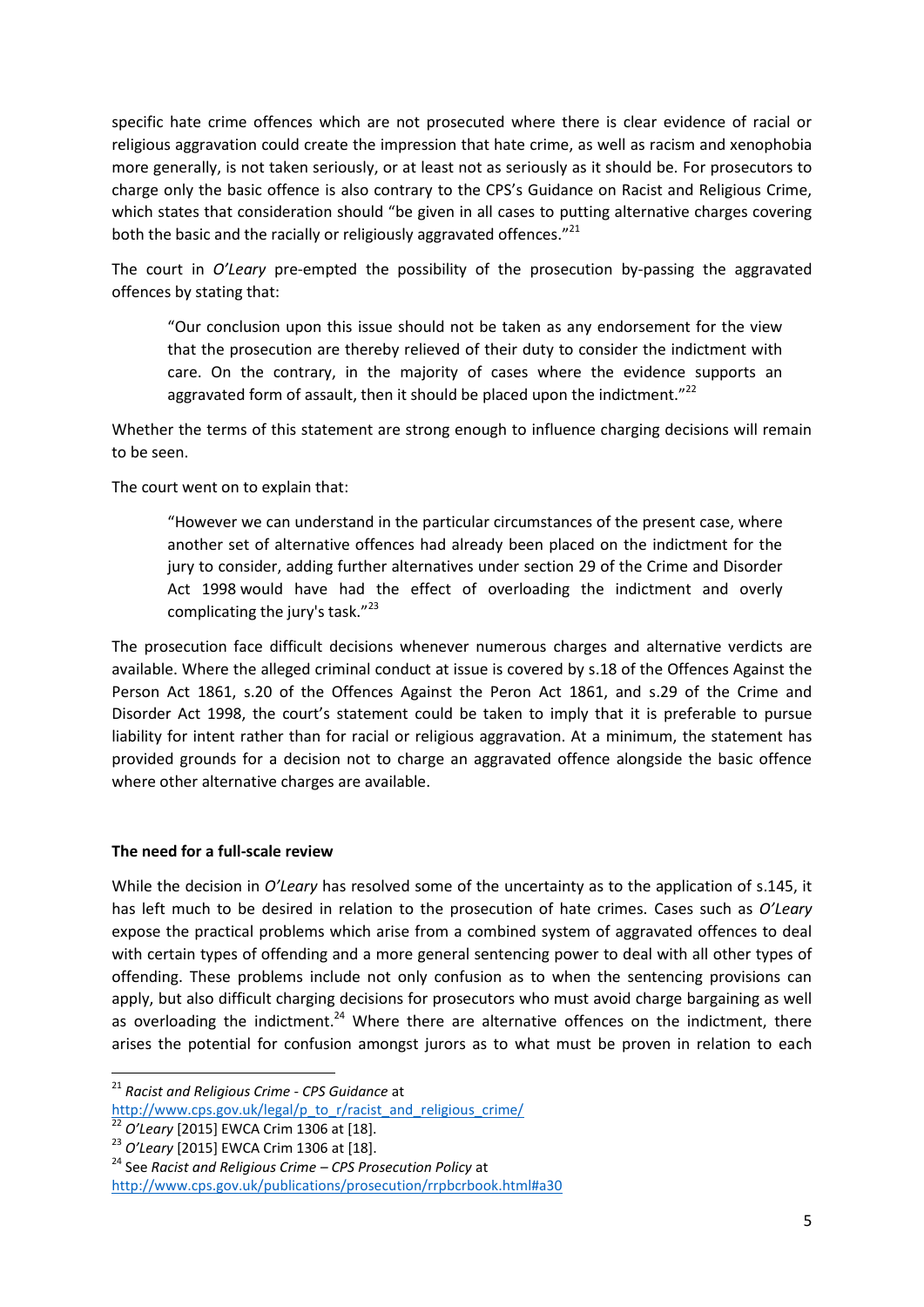specific hate crime offences which are not prosecuted where there is clear evidence of racial or religious aggravation could create the impression that hate crime, as well as racism and xenophobia more generally, is not taken seriously, or at least not as seriously as it should be. For prosecutors to charge only the basic offence is also contrary to the CPS's Guidance on Racist and Religious Crime, which states that consideration should "be given in all cases to putting alternative charges covering both the basic and the racially or religiously aggravated offences."[21]

The court in *O'Leary* pre-empted the possibility of the prosecution by-passing the aggravated offences by stating that:

> "Our conclusion upon this issue should not be taken as any endorsement for the view that the prosecution are thereby relieved of their duty to consider the indictment with care. On the contrary, in the majority of cases where the evidence supports an aggravated form of assault, then it should be placed upon the indictment."[22]

Whether the terms of this statement are strong enough to influence charging decisions will remain to be seen.

The court went on to explain that:

> "However we can understand in the particular circumstances of the present case, where another set of alternative offences had already been placed on the indictment for the jury to consider, adding further alternatives under section 29 of the Crime and Disorder Act 1998 would have had the effect of overloading the indictment and overly complicating the jury's task."[23]

The prosecution face difficult decisions whenever numerous charges and alternative verdicts are available. Where the alleged criminal conduct at issue is covered by s.18 of the Offences Against the Person Act 1861, s.20 of the Offences Against the Peron Act 1861, and s.29 of the Crime and Disorder Act 1998, the court's statement could be taken to imply that it is preferable to pursue liability for intent rather than for racial or religious aggravation. At a minimum, the statement has provided grounds for a decision not to charge an aggravated offence alongside the basic offence where other alternative charges are available.

**The need for a full-scale review**

While the decision in *O'Leary* has resolved some of the uncertainty as to the application of s.145, it has left much to be desired in relation to the prosecution of hate crimes. Cases such as *O'Leary* expose the practical problems which arise from a combined system of aggravated offences to deal with certain types of offending and a more general sentencing power to deal with all other types of offending. These problems include not only confusion as to when the sentencing provisions can apply, but also difficult charging decisions for prosecutors who must avoid charge bargaining as well as overloading the indictment.[24] Where there are alternative offences on the indictment, there arises the potential for confusion amongst jurors as to what must be proven in relation to each

---

[21] *Racist and Religious Crime - CPS Guidance* at http://www.cps.gov.uk/legal/p_to_r/racist_and_religious_crime/

[22] *O'Leary* [2015] EWCA Crim 1306 at [18].

[23] *O'Leary* [2015] EWCA Crim 1306 at [18].

[24] See *Racist and Religious Crime – CPS Prosecution Policy* at http://www.cps.gov.uk/publications/prosecution/rrpbcrbook.html#a30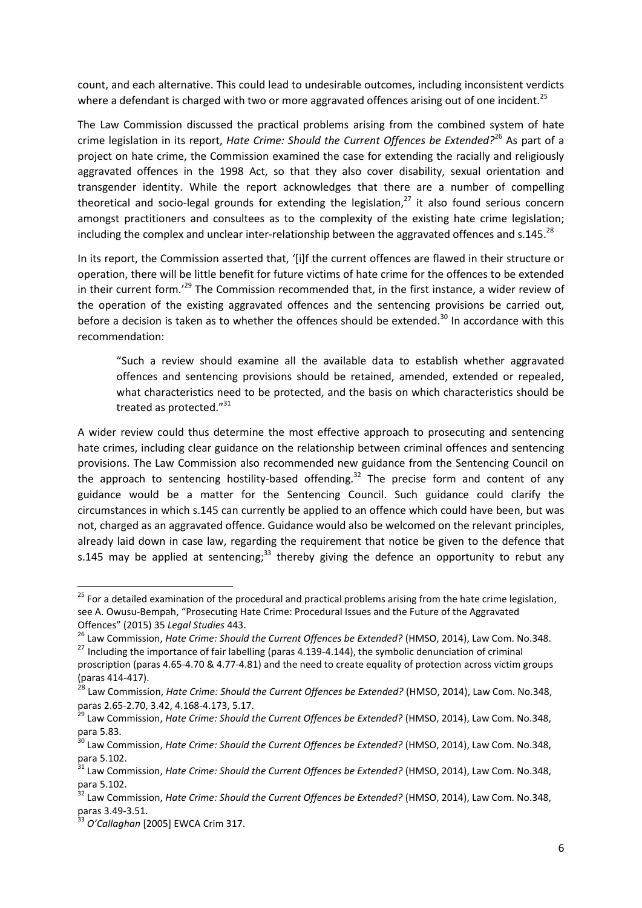count, and each alternative. This could lead to undesirable outcomes, including inconsistent verdicts where a defendant is charged with two or more aggravated offences arising out of one incident.[25]

The Law Commission discussed the practical problems arising from the combined system of hate crime legislation in its report, *Hate Crime: Should the Current Offences be Extended?*[26] As part of a project on hate crime, the Commission examined the case for extending the racially and religiously aggravated offences in the 1998 Act, so that they also cover disability, sexual orientation and transgender identity. While the report acknowledges that there are a number of compelling theoretical and socio-legal grounds for extending the legislation,[27] it also found serious concern amongst practitioners and consultees as to the complexity of the existing hate crime legislation; including the complex and unclear inter-relationship between the aggravated offences and s.145.[28]

In its report, the Commission asserted that, '[i]f the current offences are flawed in their structure or operation, there will be little benefit for future victims of hate crime for the offences to be extended in their current form.'[29] The Commission recommended that, in the first instance, a wider review of the operation of the existing aggravated offences and the sentencing provisions be carried out, before a decision is taken as to whether the offences should be extended.[30] In accordance with this recommendation:

> "Such a review should examine all the available data to establish whether aggravated offences and sentencing provisions should be retained, amended, extended or repealed, what characteristics need to be protected, and the basis on which characteristics should be treated as protected."[31]

A wider review could thus determine the most effective approach to prosecuting and sentencing hate crimes, including clear guidance on the relationship between criminal offences and sentencing provisions. The Law Commission also recommended new guidance from the Sentencing Council on the approach to sentencing hostility-based offending.[32] The precise form and content of any guidance would be a matter for the Sentencing Council. Such guidance could clarify the circumstances in which s.145 can currently be applied to an offence which could have been, but was not, charged as an aggravated offence. Guidance would also be welcomed on the relevant principles, already laid down in case law, regarding the requirement that notice be given to the defence that s.145 may be applied at sentencing;[33] thereby giving the defence an opportunity to rebut any

---

[25] For a detailed examination of the procedural and practical problems arising from the hate crime legislation, see A. Owusu-Bempah, "Prosecuting Hate Crime: Procedural Issues and the Future of the Aggravated Offences" (2015) 35 *Legal Studies* 443.

[26] Law Commission, *Hate Crime: Should the Current Offences be Extended?* (HMSO, 2014), Law Com. No.348.

[27] Including the importance of fair labelling (paras 4.139-4.144), the symbolic denunciation of criminal proscription (paras 4.65-4.70 & 4.77-4.81) and the need to create equality of protection across victim groups (paras 414-417).

[28] Law Commission, *Hate Crime: Should the Current Offences be Extended?* (HMSO, 2014), Law Com. No.348, paras 2.65-2.70, 3.42, 4.168-4.173, 5.17.

[29] Law Commission, *Hate Crime: Should the Current Offences be Extended?* (HMSO, 2014), Law Com. No.348, para 5.83.

[30] Law Commission, *Hate Crime: Should the Current Offences be Extended?* (HMSO, 2014), Law Com. No.348, para 5.102.

[31] Law Commission, *Hate Crime: Should the Current Offences be Extended?* (HMSO, 2014), Law Com. No.348, para 5.102.

[32] Law Commission, *Hate Crime: Should the Current Offences be Extended?* (HMSO, 2014), Law Com. No.348, paras 3.49-3.51.

[33] *O'Callaghan* [2005] EWCA Crim 317.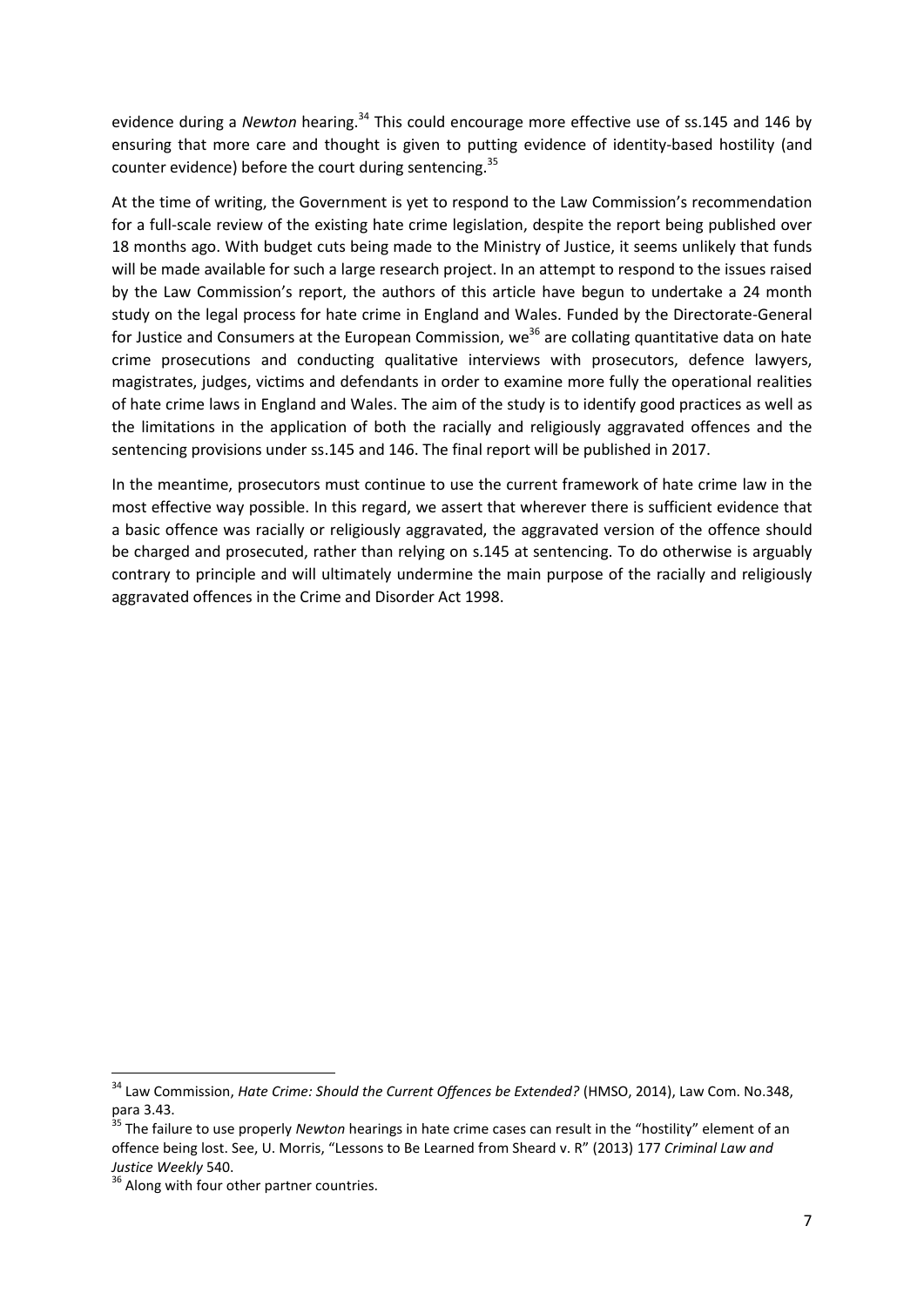evidence during a *Newton* hearing.[34] This could encourage more effective use of ss.145 and 146 by ensuring that more care and thought is given to putting evidence of identity-based hostility (and counter evidence) before the court during sentencing.[35]

At the time of writing, the Government is yet to respond to the Law Commission's recommendation for a full-scale review of the existing hate crime legislation, despite the report being published over 18 months ago. With budget cuts being made to the Ministry of Justice, it seems unlikely that funds will be made available for such a large research project. In an attempt to respond to the issues raised by the Law Commission's report, the authors of this article have begun to undertake a 24 month study on the legal process for hate crime in England and Wales. Funded by the Directorate-General for Justice and Consumers at the European Commission, we[36] are collating quantitative data on hate crime prosecutions and conducting qualitative interviews with prosecutors, defence lawyers, magistrates, judges, victims and defendants in order to examine more fully the operational realities of hate crime laws in England and Wales. The aim of the study is to identify good practices as well as the limitations in the application of both the racially and religiously aggravated offences and the sentencing provisions under ss.145 and 146. The final report will be published in 2017.

In the meantime, prosecutors must continue to use the current framework of hate crime law in the most effective way possible. In this regard, we assert that wherever there is sufficient evidence that a basic offence was racially or religiously aggravated, the aggravated version of the offence should be charged and prosecuted, rather than relying on s.145 at sentencing. To do otherwise is arguably contrary to principle and will ultimately undermine the main purpose of the racially and religiously aggravated offences in the Crime and Disorder Act 1998.

---

[34] Law Commission, *Hate Crime: Should the Current Offences be Extended?* (HMSO, 2014), Law Com. No.348, para 3.43.

[35] The failure to use properly *Newton* hearings in hate crime cases can result in the "hostility" element of an offence being lost. See, U. Morris, "Lessons to Be Learned from Sheard v. R" (2013) 177 *Criminal Law and Justice Weekly* 540.

[36] Along with four other partner countries.